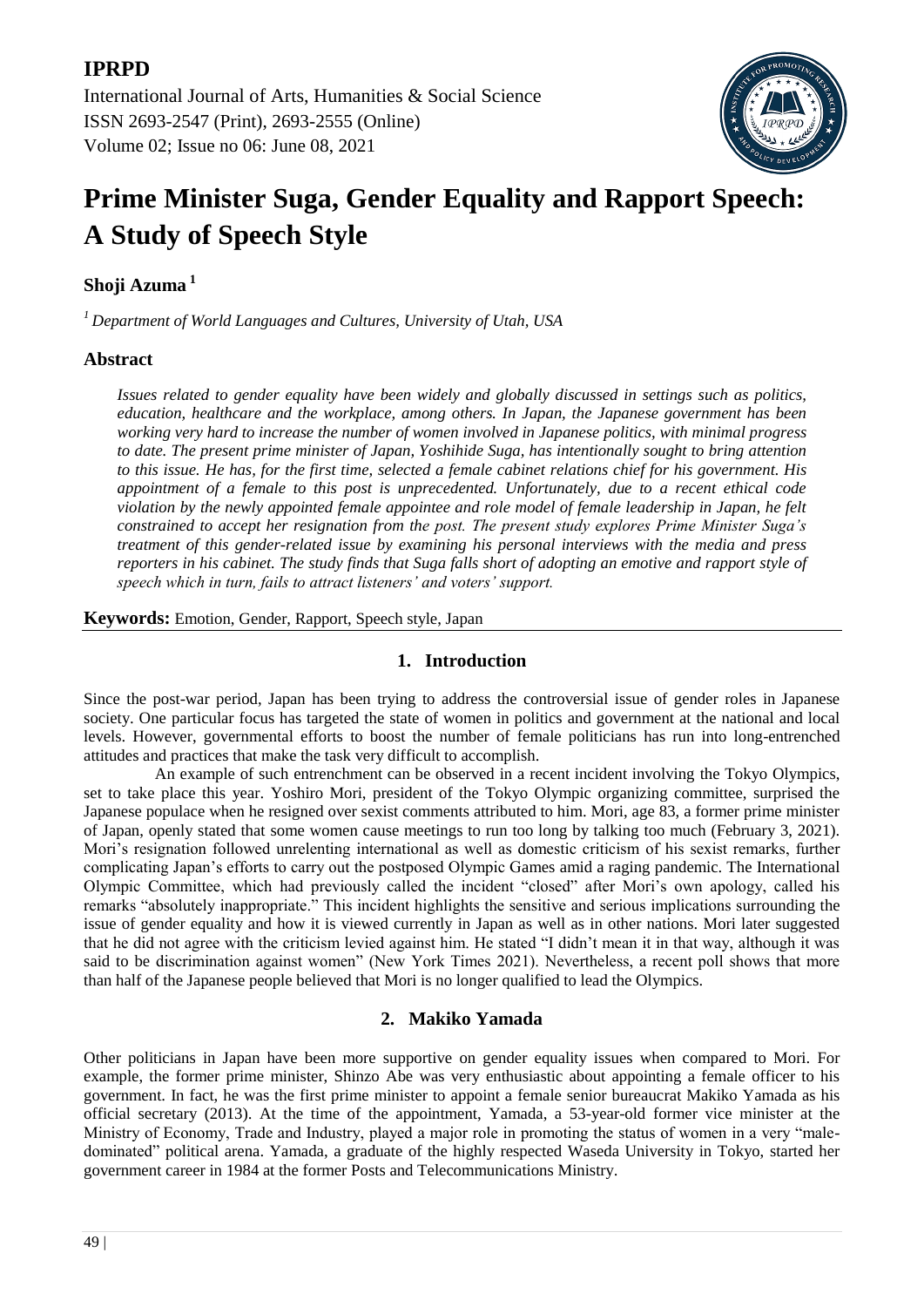# Prime Minister Suga, Gender Equality and Rapport Speech: A Study of Speech Style

**Shoji Azuma** [1]

[1] *Department of World Languages and Cultures, University of Utah, USA*

## Abstract

*Issues related to gender equality have been widely and globally discussed in settings such as politics, education, healthcare and the workplace, among others. In Japan, the Japanese government has been working very hard to increase the number of women involved in Japanese politics, with minimal progress to date. The present prime minister of Japan, Yoshihide Suga, has intentionally sought to bring attention to this issue. He has, for the first time, selected a female cabinet relations chief for his government. His appointment of a female to this post is unprecedented. Unfortunately, due to a recent ethical code violation by the newly appointed female appointee and role model of female leadership in Japan, he felt constrained to accept her resignation from the post. The present study explores Prime Minister Suga's treatment of this gender-related issue by examining his personal interviews with the media and press reporters in his cabinet. The study finds that Suga falls short of adopting an emotive and rapport style of speech which in turn, fails to attract listeners' and voters' support.*

**Keywords:** Emotion, Gender, Rapport, Speech style, Japan

## 1. Introduction

Since the post-war period, Japan has been trying to address the controversial issue of gender roles in Japanese society. One particular focus has targeted the state of women in politics and government at the national and local levels. However, governmental efforts to boost the number of female politicians has run into long-entrenched attitudes and practices that make the task very difficult to accomplish.

An example of such entrenchment can be observed in a recent incident involving the Tokyo Olympics, set to take place this year. Yoshiro Mori, president of the Tokyo Olympic organizing committee, surprised the Japanese populace when he resigned over sexist comments attributed to him. Mori, age 83, a former prime minister of Japan, openly stated that some women cause meetings to run too long by talking too much (February 3, 2021). Mori's resignation followed unrelenting international as well as domestic criticism of his sexist remarks, further complicating Japan's efforts to carry out the postposed Olympic Games amid a raging pandemic. The International Olympic Committee, which had previously called the incident "closed" after Mori's own apology, called his remarks "absolutely inappropriate." This incident highlights the sensitive and serious implications surrounding the issue of gender equality and how it is viewed currently in Japan as well as in other nations. Mori later suggested that he did not agree with the criticism levied against him. He stated "I didn't mean it in that way, although it was said to be discrimination against women" (New York Times 2021). Nevertheless, a recent poll shows that more than half of the Japanese people believed that Mori is no longer qualified to lead the Olympics.

## 2. Makiko Yamada

Other politicians in Japan have been more supportive on gender equality issues when compared to Mori. For example, the former prime minister, Shinzo Abe was very enthusiastic about appointing a female officer to his government. In fact, he was the first prime minister to appoint a female senior bureaucrat Makiko Yamada as his official secretary (2013). At the time of the appointment, Yamada, a 53-year-old former vice minister at the Ministry of Economy, Trade and Industry, played a major role in promoting the status of women in a very "male-dominated" political arena. Yamada, a graduate of the highly respected Waseda University in Tokyo, started her government career in 1984 at the former Posts and Telecommunications Ministry.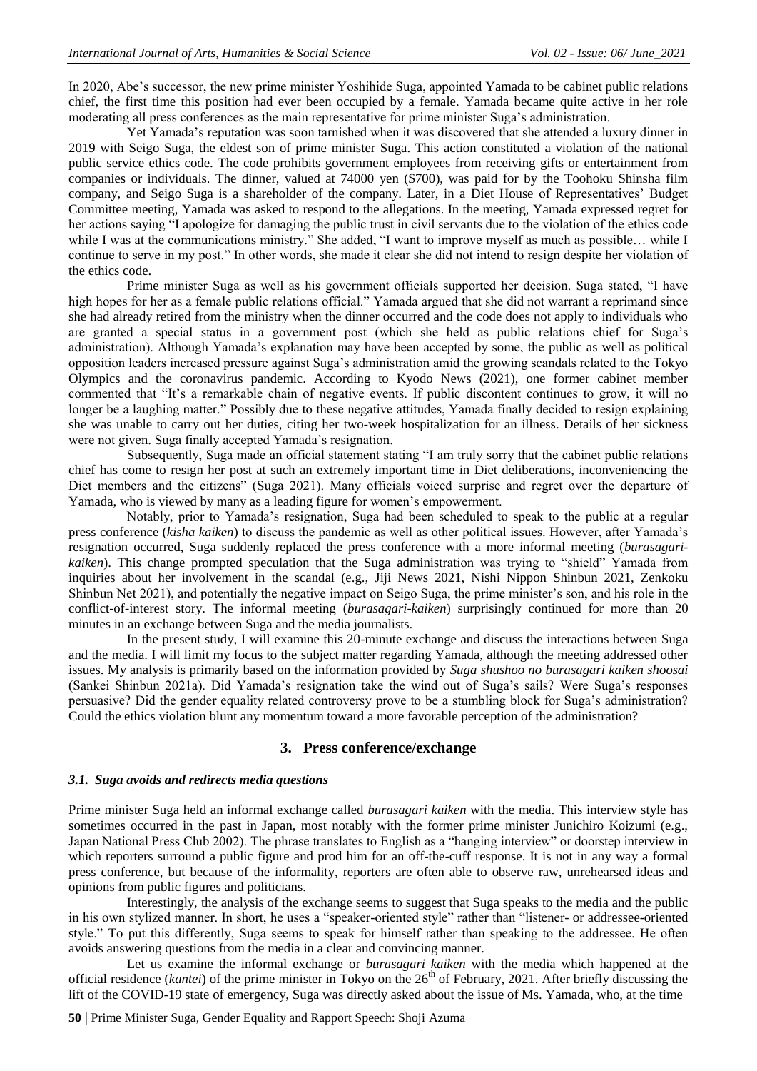In 2020, Abe's successor, the new prime minister Yoshihide Suga, appointed Yamada to be cabinet public relations chief, the first time this position had ever been occupied by a female. Yamada became quite active in her role moderating all press conferences as the main representative for prime minister Suga's administration.

Yet Yamada's reputation was soon tarnished when it was discovered that she attended a luxury dinner in 2019 with Seigo Suga, the eldest son of prime minister Suga. This action constituted a violation of the national public service ethics code. The code prohibits government employees from receiving gifts or entertainment from companies or individuals. The dinner, valued at 74000 yen ($700), was paid for by the Toohoku Shinsha film company, and Seigo Suga is a shareholder of the company. Later, in a Diet House of Representatives' Budget Committee meeting, Yamada was asked to respond to the allegations. In the meeting, Yamada expressed regret for her actions saying "I apologize for damaging the public trust in civil servants due to the violation of the ethics code while I was at the communications ministry." She added, "I want to improve myself as much as possible… while I continue to serve in my post." In other words, she made it clear she did not intend to resign despite her violation of the ethics code.

Prime minister Suga as well as his government officials supported her decision. Suga stated, "I have high hopes for her as a female public relations official." Yamada argued that she did not warrant a reprimand since she had already retired from the ministry when the dinner occurred and the code does not apply to individuals who are granted a special status in a government post (which she held as public relations chief for Suga's administration). Although Yamada's explanation may have been accepted by some, the public as well as political opposition leaders increased pressure against Suga's administration amid the growing scandals related to the Tokyo Olympics and the coronavirus pandemic. According to Kyodo News (2021), one former cabinet member commented that "It's a remarkable chain of negative events. If public discontent continues to grow, it will no longer be a laughing matter." Possibly due to these negative attitudes, Yamada finally decided to resign explaining she was unable to carry out her duties, citing her two-week hospitalization for an illness. Details of her sickness were not given. Suga finally accepted Yamada's resignation.

Subsequently, Suga made an official statement stating "I am truly sorry that the cabinet public relations chief has come to resign her post at such an extremely important time in Diet deliberations, inconveniencing the Diet members and the citizens" (Suga 2021). Many officials voiced surprise and regret over the departure of Yamada, who is viewed by many as a leading figure for women's empowerment.

Notably, prior to Yamada's resignation, Suga had been scheduled to speak to the public at a regular press conference (*kisha kaiken*) to discuss the pandemic as well as other political issues. However, after Yamada's resignation occurred, Suga suddenly replaced the press conference with a more informal meeting (*burasagari-kaiken*). This change prompted speculation that the Suga administration was trying to "shield" Yamada from inquiries about her involvement in the scandal (e.g., Jiji News 2021, Nishi Nippon Shinbun 2021, Zenkoku Shinbun Net 2021), and potentially the negative impact on Seigo Suga, the prime minister's son, and his role in the conflict-of-interest story. The informal meeting (*burasagari-kaiken*) surprisingly continued for more than 20 minutes in an exchange between Suga and the media journalists.

In the present study, I will examine this 20-minute exchange and discuss the interactions between Suga and the media. I will limit my focus to the subject matter regarding Yamada, although the meeting addressed other issues. My analysis is primarily based on the information provided by *Suga shushoo no burasagari kaiken shoosai* (Sankei Shinbun 2021a). Did Yamada's resignation take the wind out of Suga's sails? Were Suga's responses persuasive? Did the gender equality related controversy prove to be a stumbling block for Suga's administration? Could the ethics violation blunt any momentum toward a more favorable perception of the administration?

## 3. Press conference/exchange

### *3.1. Suga avoids and redirects media questions*

Prime minister Suga held an informal exchange called *burasagari kaiken* with the media. This interview style has sometimes occurred in the past in Japan, most notably with the former prime minister Junichiro Koizumi (e.g., Japan National Press Club 2002). The phrase translates to English as a "hanging interview" or doorstep interview in which reporters surround a public figure and prod him for an off-the-cuff response. It is not in any way a formal press conference, but because of the informality, reporters are often able to observe raw, unrehearsed ideas and opinions from public figures and politicians.

Interestingly, the analysis of the exchange seems to suggest that Suga speaks to the media and the public in his own stylized manner. In short, he uses a "speaker-oriented style" rather than "listener- or addressee-oriented style." To put this differently, Suga seems to speak for himself rather than speaking to the addressee. He often avoids answering questions from the media in a clear and convincing manner.

Let us examine the informal exchange or *burasagari kaiken* with the media which happened at the official residence (*kantei*) of the prime minister in Tokyo on the 26th of February, 2021. After briefly discussing the lift of the COVID-19 state of emergency, Suga was directly asked about the issue of Ms. Yamada, who, at the time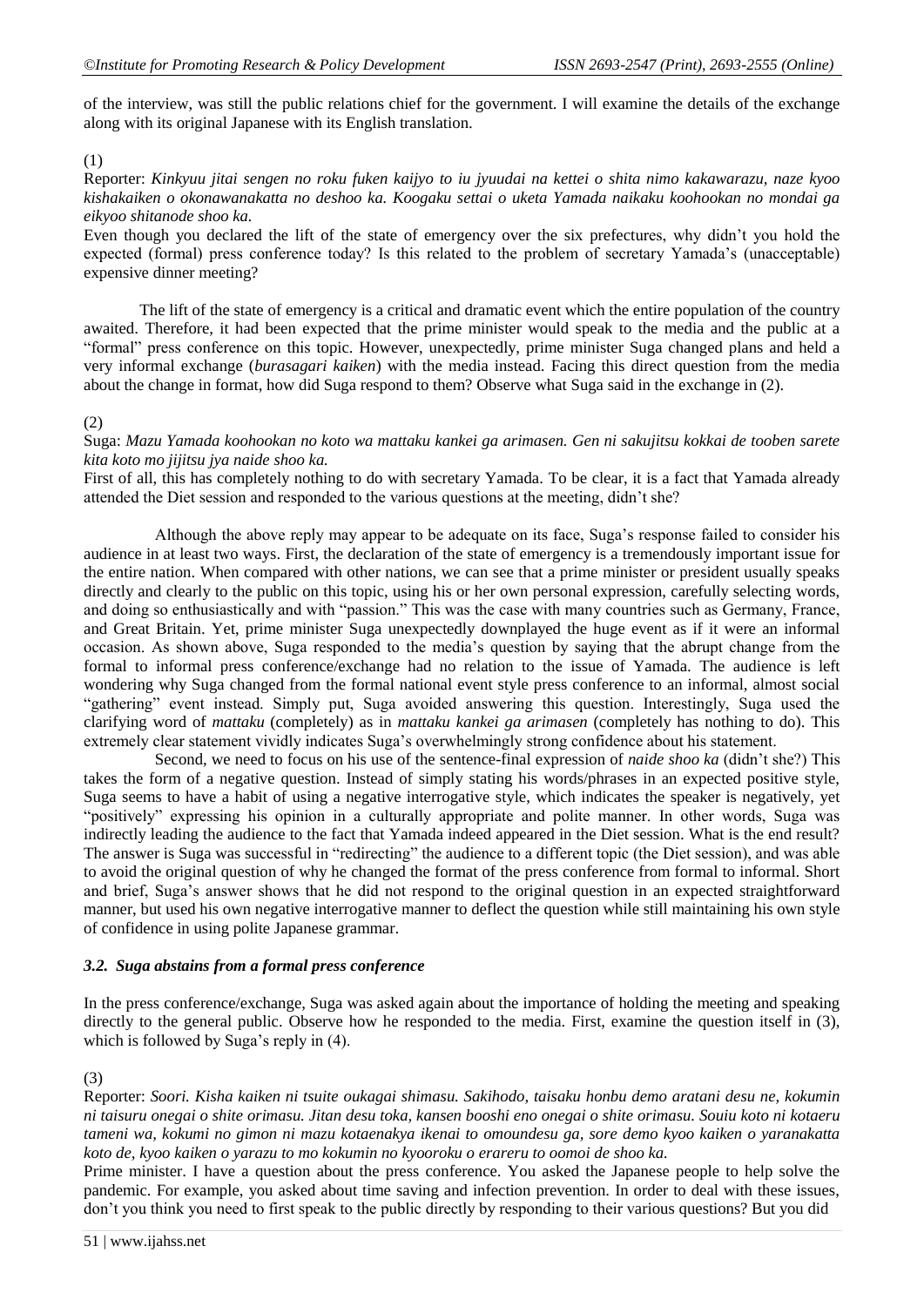of the interview, was still the public relations chief for the government. I will examine the details of the exchange along with its original Japanese with its English translation.

(1)

Reporter: *Kinkyuu jitai sengen no roku fuken kaijyo to iu jyuudai na kettei o shita nimo kakawarazu, naze kyoo kishakaiken o okonawanakatta no deshoo ka. Koogaku settai o uketa Yamada naikaku koohookan no mondai ga eikyoo shitanode shoo ka.*

Even though you declared the lift of the state of emergency over the six prefectures, why didn't you hold the expected (formal) press conference today? Is this related to the problem of secretary Yamada's (unacceptable) expensive dinner meeting?

The lift of the state of emergency is a critical and dramatic event which the entire population of the country awaited. Therefore, it had been expected that the prime minister would speak to the media and the public at a "formal" press conference on this topic. However, unexpectedly, prime minister Suga changed plans and held a very informal exchange (*burasagari kaiken*) with the media instead. Facing this direct question from the media about the change in format, how did Suga respond to them? Observe what Suga said in the exchange in (2).

(2)

Suga: *Mazu Yamada koohookan no koto wa mattaku kankei ga arimasen. Gen ni sakujitsu kokkai de tooben sarete kita koto mo jijitsu jya naide shoo ka.*

First of all, this has completely nothing to do with secretary Yamada. To be clear, it is a fact that Yamada already attended the Diet session and responded to the various questions at the meeting, didn't she?

Although the above reply may appear to be adequate on its face, Suga's response failed to consider his audience in at least two ways. First, the declaration of the state of emergency is a tremendously important issue for the entire nation. When compared with other nations, we can see that a prime minister or president usually speaks directly and clearly to the public on this topic, using his or her own personal expression, carefully selecting words, and doing so enthusiastically and with "passion." This was the case with many countries such as Germany, France, and Great Britain. Yet, prime minister Suga unexpectedly downplayed the huge event as if it were an informal occasion. As shown above, Suga responded to the media's question by saying that the abrupt change from the formal to informal press conference/exchange had no relation to the issue of Yamada. The audience is left wondering why Suga changed from the formal national event style press conference to an informal, almost social "gathering" event instead. Simply put, Suga avoided answering this question. Interestingly, Suga used the clarifying word of *mattaku* (completely) as in *mattaku kankei ga arimasen* (completely has nothing to do). This extremely clear statement vividly indicates Suga's overwhelmingly strong confidence about his statement.

Second, we need to focus on his use of the sentence-final expression of *naide shoo ka* (didn't she?) This takes the form of a negative question. Instead of simply stating his words/phrases in an expected positive style, Suga seems to have a habit of using a negative interrogative style, which indicates the speaker is negatively, yet "positively" expressing his opinion in a culturally appropriate and polite manner. In other words, Suga was indirectly leading the audience to the fact that Yamada indeed appeared in the Diet session. What is the end result? The answer is Suga was successful in "redirecting" the audience to a different topic (the Diet session), and was able to avoid the original question of why he changed the format of the press conference from formal to informal. Short and brief, Suga's answer shows that he did not respond to the original question in an expected straightforward manner, but used his own negative interrogative manner to deflect the question while still maintaining his own style of confidence in using polite Japanese grammar.

### *3.2. Suga abstains from a formal press conference*

In the press conference/exchange, Suga was asked again about the importance of holding the meeting and speaking directly to the general public. Observe how he responded to the media. First, examine the question itself in (3), which is followed by Suga's reply in (4).

(3)

Reporter: *Soori. Kisha kaiken ni tsuite oukagai shimasu. Sakihodo, taisaku honbu demo aratani desu ne, kokumin ni taisuru onegai o shite orimasu. Jitan desu toka, kansen booshi eno onegai o shite orimasu. Souiu koto ni kotaeru tameni wa, kokumi no gimon ni mazu kotaenakya ikenai to omoundesu ga, sore demo kyoo kaiken o yaranakatta koto de, kyoo kaiken o yarazu to mo kokumin no kyooroku o erareru to oomoi de shoo ka.*

Prime minister. I have a question about the press conference. You asked the Japanese people to help solve the pandemic. For example, you asked about time saving and infection prevention. In order to deal with these issues, don't you think you need to first speak to the public directly by responding to their various questions? But you did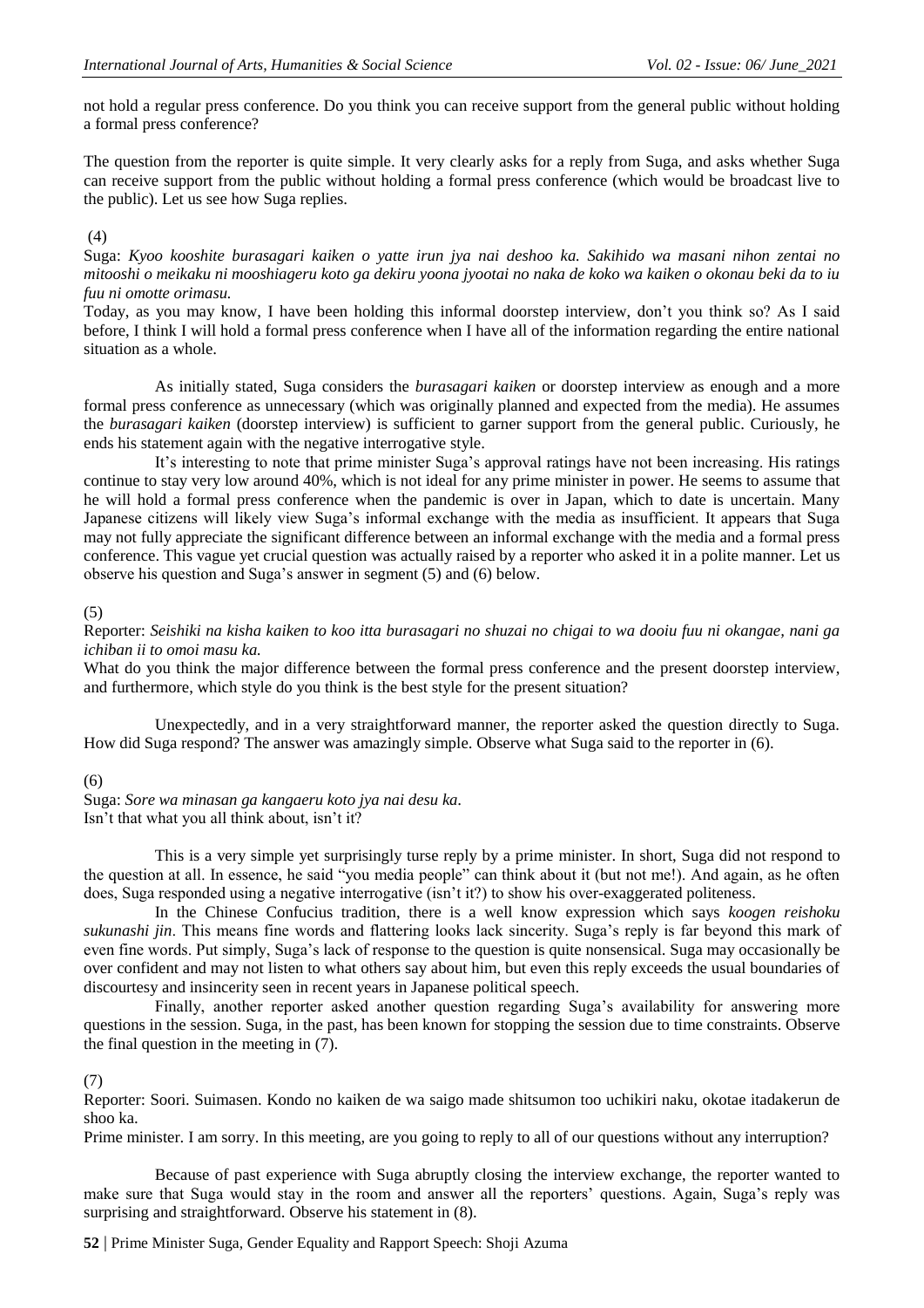not hold a regular press conference. Do you think you can receive support from the general public without holding a formal press conference?

The question from the reporter is quite simple. It very clearly asks for a reply from Suga, and asks whether Suga can receive support from the public without holding a formal press conference (which would be broadcast live to the public). Let us see how Suga replies.

(4)

Suga: *Kyoo kooshite burasagari kaiken o yatte irun jya nai deshoo ka. Sakihido wa masani nihon zentai no mitooshi o meikaku ni mooshiageru koto ga dekiru yoona jyootai no naka de koko wa kaiken o okonau beki da to iu fuu ni omotte orimasu.*

Today, as you may know, I have been holding this informal doorstep interview, don't you think so? As I said before, I think I will hold a formal press conference when I have all of the information regarding the entire national situation as a whole.

As initially stated, Suga considers the *burasagari kaiken* or doorstep interview as enough and a more formal press conference as unnecessary (which was originally planned and expected from the media). He assumes the *burasagari kaiken* (doorstep interview) is sufficient to garner support from the general public. Curiously, he ends his statement again with the negative interrogative style.

It's interesting to note that prime minister Suga's approval ratings have not been increasing. His ratings continue to stay very low around 40%, which is not ideal for any prime minister in power. He seems to assume that he will hold a formal press conference when the pandemic is over in Japan, which to date is uncertain. Many Japanese citizens will likely view Suga's informal exchange with the media as insufficient. It appears that Suga may not fully appreciate the significant difference between an informal exchange with the media and a formal press conference. This vague yet crucial question was actually raised by a reporter who asked it in a polite manner. Let us observe his question and Suga's answer in segment (5) and (6) below.

(5)

Reporter: *Seishiki na kisha kaiken to koo itta burasagari no shuzai no chigai to wa dooiu fuu ni okangae, nani ga ichiban ii to omoi masu ka.*

What do you think the major difference between the formal press conference and the present doorstep interview, and furthermore, which style do you think is the best style for the present situation?

Unexpectedly, and in a very straightforward manner, the reporter asked the question directly to Suga. How did Suga respond? The answer was amazingly simple. Observe what Suga said to the reporter in (6).

(6)

Suga: *Sore wa minasan ga kangaeru koto jya nai desu ka.*

Isn't that what you all think about, isn't it?

This is a very simple yet surprisingly turse reply by a prime minister. In short, Suga did not respond to the question at all. In essence, he said "you media people" can think about it (but not me!). And again, as he often does, Suga responded using a negative interrogative (isn't it?) to show his over-exaggerated politeness.

In the Chinese Confucius tradition, there is a well know expression which says *koogen reishoku sukunashi jin*. This means fine words and flattering looks lack sincerity. Suga's reply is far beyond this mark of even fine words. Put simply, Suga's lack of response to the question is quite nonsensical. Suga may occasionally be over confident and may not listen to what others say about him, but even this reply exceeds the usual boundaries of discourtesy and insincerity seen in recent years in Japanese political speech.

Finally, another reporter asked another question regarding Suga's availability for answering more questions in the session. Suga, in the past, has been known for stopping the session due to time constraints. Observe the final question in the meeting in (7).

(7)

Reporter: Soori. Suimasen. Kondo no kaiken de wa saigo made shitsumon too uchikiri naku, okotae itadakerun de shoo ka.

Prime minister. I am sorry. In this meeting, are you going to reply to all of our questions without any interruption?

Because of past experience with Suga abruptly closing the interview exchange, the reporter wanted to make sure that Suga would stay in the room and answer all the reporters' questions. Again, Suga's reply was surprising and straightforward. Observe his statement in (8).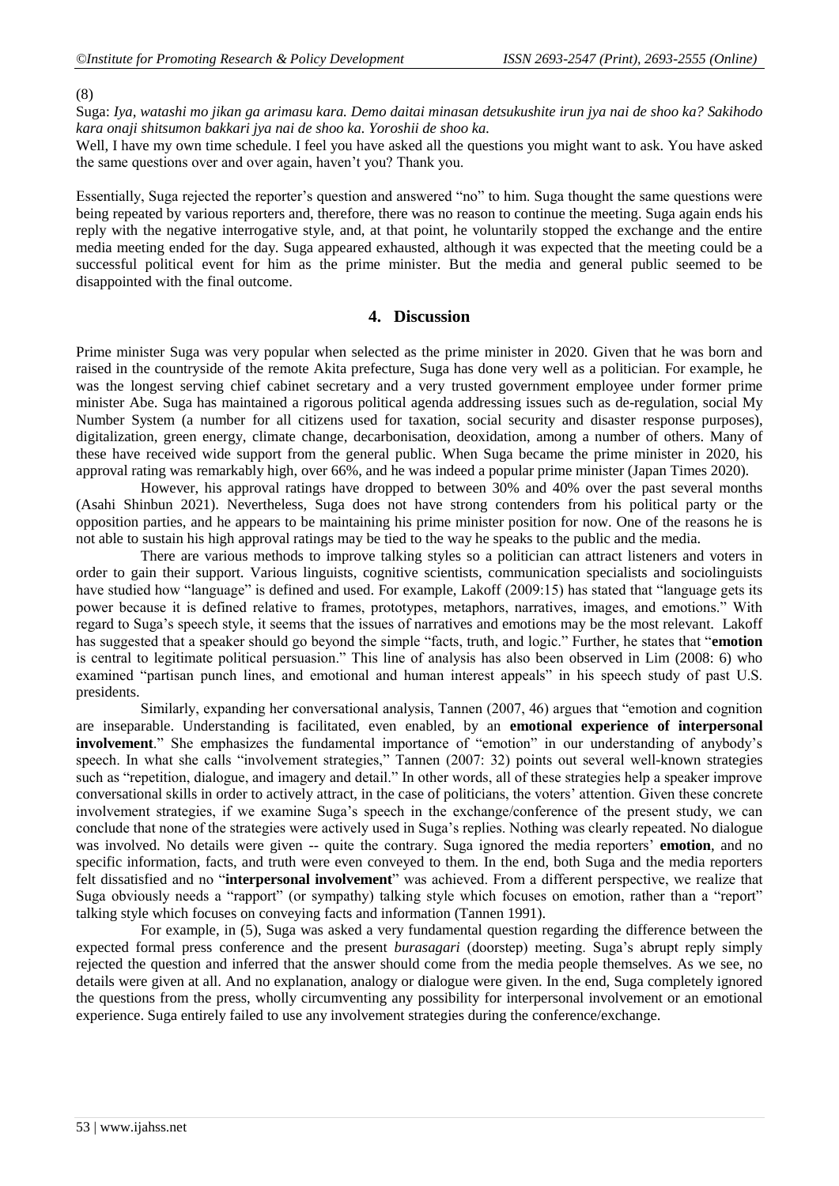(8)

Suga: *Iya, watashi mo jikan ga arimasu kara. Demo daitai minasan detsukushite irun jya nai de shoo ka? Sakihodo kara onaji shitsumon bakkari jya nai de shoo ka. Yoroshii de shoo ka.*

Well, I have my own time schedule. I feel you have asked all the questions you might want to ask. You have asked the same questions over and over again, haven't you? Thank you.

Essentially, Suga rejected the reporter's question and answered "no" to him. Suga thought the same questions were being repeated by various reporters and, therefore, there was no reason to continue the meeting. Suga again ends his reply with the negative interrogative style, and, at that point, he voluntarily stopped the exchange and the entire media meeting ended for the day. Suga appeared exhausted, although it was expected that the meeting could be a successful political event for him as the prime minister. But the media and general public seemed to be disappointed with the final outcome.

## 4. Discussion

Prime minister Suga was very popular when selected as the prime minister in 2020. Given that he was born and raised in the countryside of the remote Akita prefecture, Suga has done very well as a politician. For example, he was the longest serving chief cabinet secretary and a very trusted government employee under former prime minister Abe. Suga has maintained a rigorous political agenda addressing issues such as de-regulation, social My Number System (a number for all citizens used for taxation, social security and disaster response purposes), digitalization, green energy, climate change, decarbonisation, deoxidation, among a number of others. Many of these have received wide support from the general public. When Suga became the prime minister in 2020, his approval rating was remarkably high, over 66%, and he was indeed a popular prime minister (Japan Times 2020).

However, his approval ratings have dropped to between 30% and 40% over the past several months (Asahi Shinbun 2021). Nevertheless, Suga does not have strong contenders from his political party or the opposition parties, and he appears to be maintaining his prime minister position for now. One of the reasons he is not able to sustain his high approval ratings may be tied to the way he speaks to the public and the media.

There are various methods to improve talking styles so a politician can attract listeners and voters in order to gain their support. Various linguists, cognitive scientists, communication specialists and sociolinguists have studied how "language" is defined and used. For example, Lakoff (2009:15) has stated that "language gets its power because it is defined relative to frames, prototypes, metaphors, narratives, images, and emotions." With regard to Suga's speech style, it seems that the issues of narratives and emotions may be the most relevant. Lakoff has suggested that a speaker should go beyond the simple "facts, truth, and logic." Further, he states that "**emotion** is central to legitimate political persuasion." This line of analysis has also been observed in Lim (2008: 6) who examined "partisan punch lines, and emotional and human interest appeals" in his speech study of past U.S. presidents.

Similarly, expanding her conversational analysis, Tannen (2007, 46) argues that "emotion and cognition are inseparable. Understanding is facilitated, even enabled, by an **emotional experience of interpersonal involvement**." She emphasizes the fundamental importance of "emotion" in our understanding of anybody's speech. In what she calls "involvement strategies," Tannen (2007: 32) points out several well-known strategies such as "repetition, dialogue, and imagery and detail." In other words, all of these strategies help a speaker improve conversational skills in order to actively attract, in the case of politicians, the voters' attention. Given these concrete involvement strategies, if we examine Suga's speech in the exchange/conference of the present study, we can conclude that none of the strategies were actively used in Suga's replies. Nothing was clearly repeated. No dialogue was involved. No details were given -- quite the contrary. Suga ignored the media reporters' **emotion**, and no specific information, facts, and truth were even conveyed to them. In the end, both Suga and the media reporters felt dissatisfied and no "**interpersonal involvement**" was achieved. From a different perspective, we realize that Suga obviously needs a "rapport" (or sympathy) talking style which focuses on emotion, rather than a "report" talking style which focuses on conveying facts and information (Tannen 1991).

For example, in (5), Suga was asked a very fundamental question regarding the difference between the expected formal press conference and the present *burasagari* (doorstep) meeting. Suga's abrupt reply simply rejected the question and inferred that the answer should come from the media people themselves. As we see, no details were given at all. And no explanation, analogy or dialogue were given. In the end, Suga completely ignored the questions from the press, wholly circumventing any possibility for interpersonal involvement or an emotional experience. Suga entirely failed to use any involvement strategies during the conference/exchange.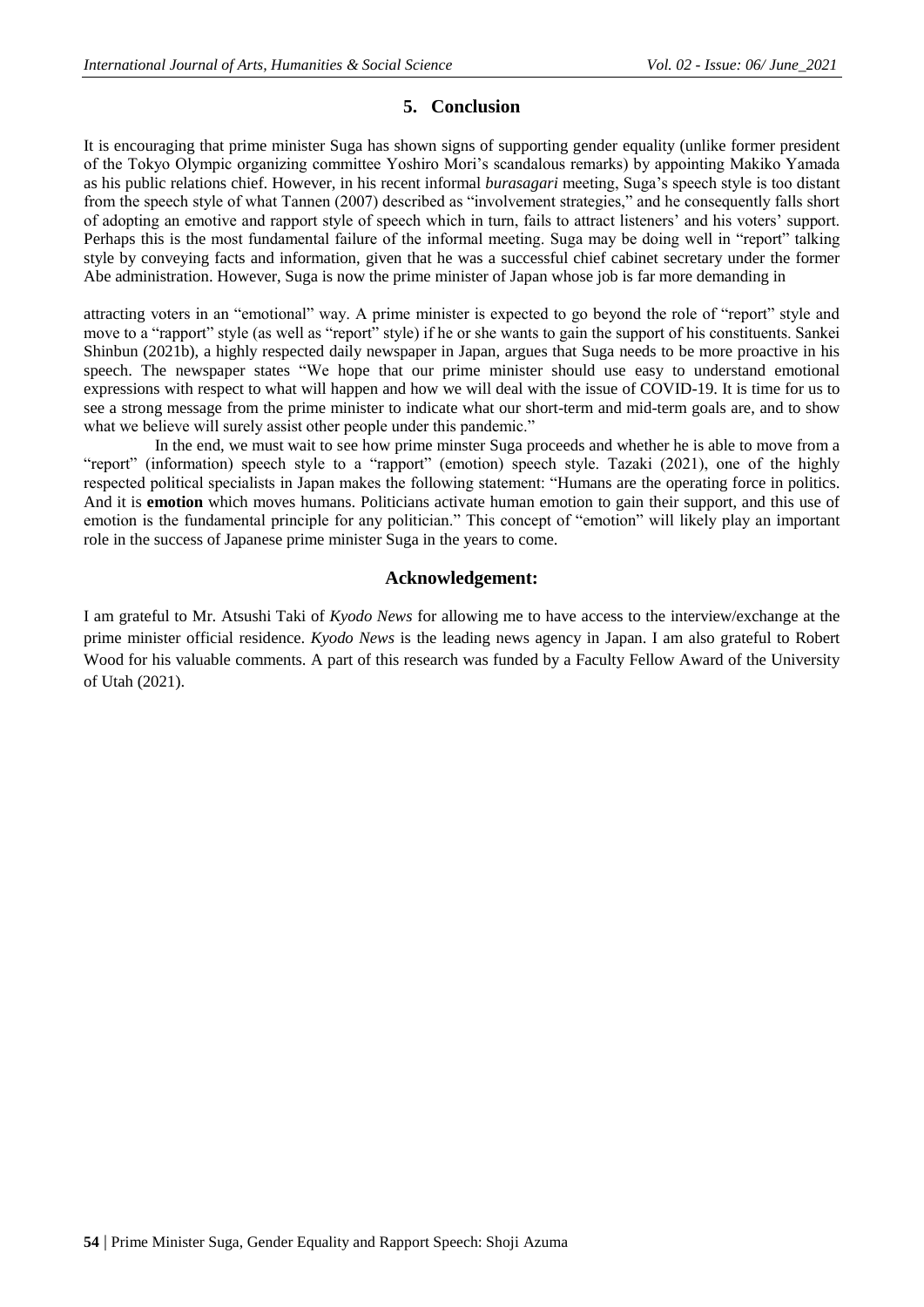## 5. Conclusion

It is encouraging that prime minister Suga has shown signs of supporting gender equality (unlike former president of the Tokyo Olympic organizing committee Yoshiro Mori's scandalous remarks) by appointing Makiko Yamada as his public relations chief. However, in his recent informal *burasagari* meeting, Suga's speech style is too distant from the speech style of what Tannen (2007) described as "involvement strategies," and he consequently falls short of adopting an emotive and rapport style of speech which in turn, fails to attract listeners' and his voters' support. Perhaps this is the most fundamental failure of the informal meeting. Suga may be doing well in "report" talking style by conveying facts and information, given that he was a successful chief cabinet secretary under the former Abe administration. However, Suga is now the prime minister of Japan whose job is far more demanding in attracting voters in an "emotional" way. A prime minister is expected to go beyond the role of "report" style and move to a "rapport" style (as well as "report" style) if he or she wants to gain the support of his constituents. Sankei Shinbun (2021b), a highly respected daily newspaper in Japan, argues that Suga needs to be more proactive in his speech. The newspaper states "We hope that our prime minister should use easy to understand emotional expressions with respect to what will happen and how we will deal with the issue of COVID-19. It is time for us to see a strong message from the prime minister to indicate what our short-term and mid-term goals are, and to show what we believe will surely assist other people under this pandemic."

In the end, we must wait to see how prime minster Suga proceeds and whether he is able to move from a "report" (information) speech style to a "rapport" (emotion) speech style. Tazaki (2021), one of the highly respected political specialists in Japan makes the following statement: "Humans are the operating force in politics. And it is **emotion** which moves humans. Politicians activate human emotion to gain their support, and this use of emotion is the fundamental principle for any politician." This concept of "emotion" will likely play an important role in the success of Japanese prime minister Suga in the years to come.

## Acknowledgement:

I am grateful to Mr. Atsushi Taki of *Kyodo News* for allowing me to have access to the interview/exchange at the prime minister official residence. *Kyodo News* is the leading news agency in Japan. I am also grateful to Robert Wood for his valuable comments. A part of this research was funded by a Faculty Fellow Award of the University of Utah (2021).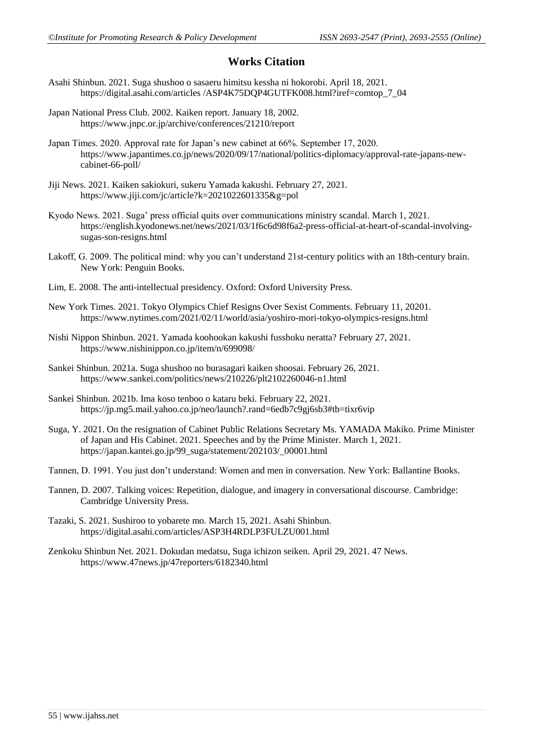## Works Citation

Asahi Shinbun. 2021. Suga shushoo o sasaeru himitsu kessha ni hokorobi. April 18, 2021. https://digital.asahi.com/articles /ASP4K75DQP4GUTFK008.html?iref=comtop_7_04

Japan National Press Club. 2002. Kaiken report. January 18, 2002. https://www.jnpc.or.jp/archive/conferences/21210/report

Japan Times. 2020. Approval rate for Japan's new cabinet at 66%. September 17, 2020. https://www.japantimes.co.jp/news/2020/09/17/national/politics-diplomacy/approval-rate-japans-new-cabinet-66-poll/

Jiji News. 2021. Kaiken sakiokuri, sukeru Yamada kakushi. February 27, 2021. https://www.jiji.com/jc/article?k=2021022601335&g=pol

Kyodo News. 2021. Suga' press official quits over communications ministry scandal. March 1, 2021. https://english.kyodonews.net/news/2021/03/1f6c6d98f6a2-press-official-at-heart-of-scandal-involving-sugas-son-resigns.html

Lakoff, G. 2009. The political mind: why you can't understand 21st-century politics with an 18th-century brain. New York: Penguin Books.

Lim, E. 2008. The anti-intellectual presidency. Oxford: Oxford University Press.

New York Times. 2021. Tokyo Olympics Chief Resigns Over Sexist Comments. February 11, 20201. https://www.nytimes.com/2021/02/11/world/asia/yoshiro-mori-tokyo-olympics-resigns.html

Nishi Nippon Shinbun. 2021. Yamada koohookan kakushi fusshoku neratta? February 27, 2021. https://www.nishinippon.co.jp/item/n/699098/

Sankei Shinbun. 2021a. Suga shushoo no burasagari kaiken shoosai. February 26, 2021. https://www.sankei.com/politics/news/210226/plt2102260046-n1.html

Sankei Shinbun. 2021b. Ima koso tenboo o kataru beki. February 22, 2021. https://jp.mg5.mail.yahoo.co.jp/neo/launch?.rand=6edb7c9gj6sb3#tb=tixr6vip

Suga, Y. 2021. On the resignation of Cabinet Public Relations Secretary Ms. YAMADA Makiko. Prime Minister of Japan and His Cabinet. 2021. Speeches and by the Prime Minister. March 1, 2021. https://japan.kantei.go.jp/99_suga/statement/202103/_00001.html

Tannen, D. 1991. You just don't understand: Women and men in conversation. New York: Ballantine Books.

Tannen, D. 2007. Talking voices: Repetition, dialogue, and imagery in conversational discourse. Cambridge: Cambridge University Press.

Tazaki, S. 2021. Sushiroo to yobarete mo. March 15, 2021. Asahi Shinbun. https://digital.asahi.com/articles/ASP3H4RDLP3FULZU001.html

Zenkoku Shinbun Net. 2021. Dokudan medatsu, Suga ichizon seiken. April 29, 2021. 47 News. https://www.47news.jp/47reporters/6182340.html